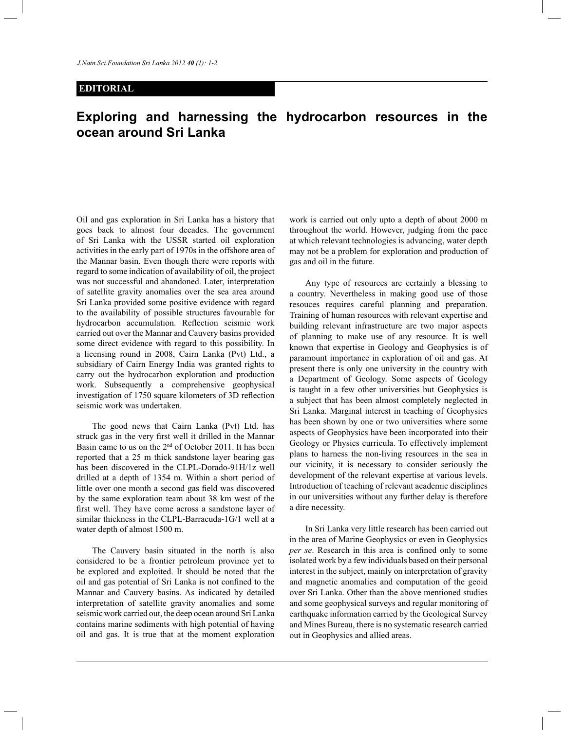**EDITORIAL**

# Exploring and harnessing the hydrocarbon resources in the ocean around Sri Lanka

Oil and gas exploration in Sri Lanka has a history that goes back to almost four decades. The government of Sri Lanka with the USSR started oil exploration activities in the early part of 1970s in the offshore area of the Mannar basin. Even though there were reports with regard to some indication of availability of oil, the project was not successful and abandoned. Later, interpretation of satellite gravity anomalies over the sea area around Sri Lanka provided some positive evidence with regard to the availability of possible structures favourable for hydrocarbon accumulation. Reflection seismic work carried out over the Mannar and Cauvery basins provided some direct evidence with regard to this possibility. In a licensing round in 2008, Cairn Lanka (Pvt) Ltd., a subsidiary of Cairn Energy India was granted rights to carry out the hydrocarbon exploration and production work. Subsequently a comprehensive geophysical investigation of 1750 square kilometers of 3D reflection seismic work was undertaken.

The good news that Cairn Lanka (Pvt) Ltd. has struck gas in the very first well it drilled in the Mannar Basin came to us on the 2nd of October 2011. It has been reported that a 25 m thick sandstone layer bearing gas has been discovered in the CLPL-Dorado-91H/1z well drilled at a depth of 1354 m. Within a short period of little over one month a second gas field was discovered by the same exploration team about 38 km west of the first well. They have come across a sandstone layer of similar thickness in the CLPL-Barracuda-1G/1 well at a water depth of almost 1500 m.

The Cauvery basin situated in the north is also considered to be a frontier petroleum province yet to be explored and exploited. It should be noted that the oil and gas potential of Sri Lanka is not confined to the Mannar and Cauvery basins. As indicated by detailed interpretation of satellite gravity anomalies and some seismic work carried out, the deep ocean around Sri Lanka contains marine sediments with high potential of having oil and gas. It is true that at the moment exploration work is carried out only upto a depth of about 2000 m throughout the world. However, judging from the pace at which relevant technologies is advancing, water depth may not be a problem for exploration and production of gas and oil in the future.

Any type of resources are certainly a blessing to a country. Nevertheless in making good use of those resouces requires careful planning and preparation. Training of human resources with relevant expertise and building relevant infrastructure are two major aspects of planning to make use of any resource. It is well known that expertise in Geology and Geophysics is of paramount importance in exploration of oil and gas. At present there is only one university in the country with a Department of Geology. Some aspects of Geology is taught in a few other universities but Geophysics is a subject that has been almost completely neglected in Sri Lanka. Marginal interest in teaching of Geophysics has been shown by one or two universities where some aspects of Geophysics have been incorporated into their Geology or Physics curricula. To effectively implement plans to harness the non-living resources in the sea in our vicinity, it is necessary to consider seriously the development of the relevant expertise at various levels. Introduction of teaching of relevant academic disciplines in our universities without any further delay is therefore a dire necessity.

In Sri Lanka very little research has been carried out in the area of Marine Geophysics or even in Geophysics *per se*. Research in this area is confined only to some isolated work by a few individuals based on their personal interest in the subject, mainly on interpretation of gravity and magnetic anomalies and computation of the geoid over Sri Lanka. Other than the above mentioned studies and some geophysical surveys and regular monitoring of earthquake information carried by the Geological Survey and Mines Bureau, there is no systematic research carried out in Geophysics and allied areas.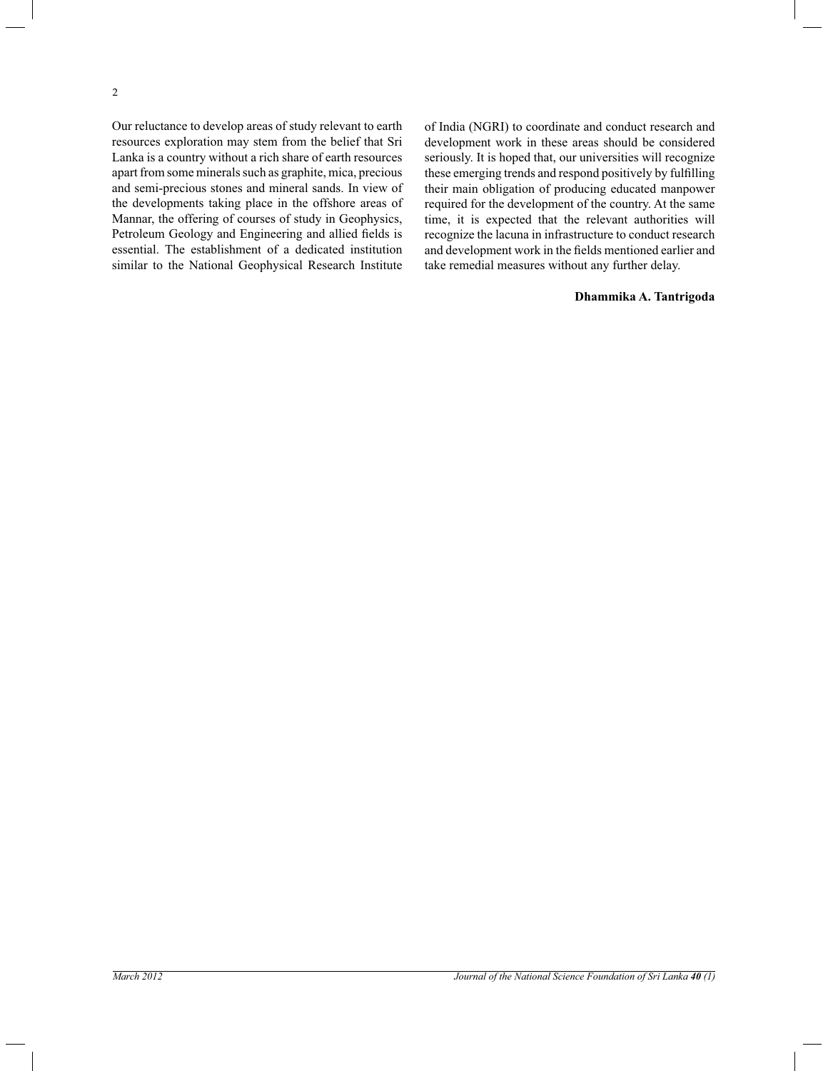Our reluctance to develop areas of study relevant to earth resources exploration may stem from the belief that Sri Lanka is a country without a rich share of earth resources apart from some minerals such as graphite, mica, precious and semi-precious stones and mineral sands. In view of the developments taking place in the offshore areas of Mannar, the offering of courses of study in Geophysics, Petroleum Geology and Engineering and allied fields is essential. The establishment of a dedicated institution similar to the National Geophysical Research Institute of India (NGRI) to coordinate and conduct research and development work in these areas should be considered seriously. It is hoped that, our universities will recognize these emerging trends and respond positively by fulfilling their main obligation of producing educated manpower required for the development of the country. At the same time, it is expected that the relevant authorities will recognize the lacuna in infrastructure to conduct research and development work in the fields mentioned earlier and take remedial measures without any further delay.

**Dhammika A. Tantrigoda**